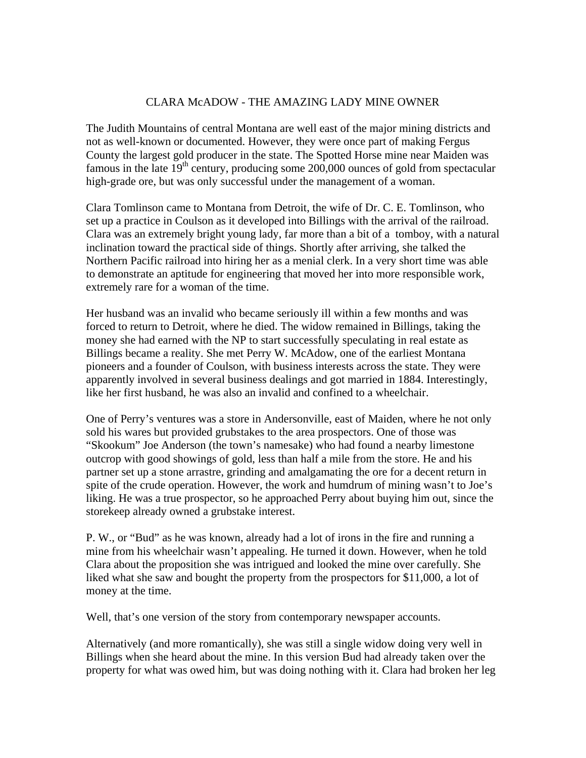# CLARA McADOW - THE AMAZING LADY MINE OWNER

The Judith Mountains of central Montana are well east of the major mining districts and not as well-known or documented. However, they were once part of making Fergus County the largest gold producer in the state. The Spotted Horse mine near Maiden was famous in the late 19th century, producing some 200,000 ounces of gold from spectacular high-grade ore, but was only successful under the management of a woman.

Clara Tomlinson came to Montana from Detroit, the wife of Dr. C. E. Tomlinson, who set up a practice in Coulson as it developed into Billings with the arrival of the railroad. Clara was an extremely bright young lady, far more than a bit of a tomboy, with a natural inclination toward the practical side of things. Shortly after arriving, she talked the Northern Pacific railroad into hiring her as a menial clerk. In a very short time was able to demonstrate an aptitude for engineering that moved her into more responsible work, extremely rare for a woman of the time.

Her husband was an invalid who became seriously ill within a few months and was forced to return to Detroit, where he died. The widow remained in Billings, taking the money she had earned with the NP to start successfully speculating in real estate as Billings became a reality. She met Perry W. McAdow, one of the earliest Montana pioneers and a founder of Coulson, with business interests across the state. They were apparently involved in several business dealings and got married in 1884. Interestingly, like her first husband, he was also an invalid and confined to a wheelchair.

One of Perry's ventures was a store in Andersonville, east of Maiden, where he not only sold his wares but provided grubstakes to the area prospectors. One of those was "Skookum" Joe Anderson (the town's namesake) who had found a nearby limestone outcrop with good showings of gold, less than half a mile from the store. He and his partner set up a stone arrastre, grinding and amalgamating the ore for a decent return in spite of the crude operation. However, the work and humdrum of mining wasn't to Joe's liking. He was a true prospector, so he approached Perry about buying him out, since the storekeep already owned a grubstake interest.

P. W., or "Bud" as he was known, already had a lot of irons in the fire and running a mine from his wheelchair wasn't appealing. He turned it down. However, when he told Clara about the proposition she was intrigued and looked the mine over carefully. She liked what she saw and bought the property from the prospectors for $11,000, a lot of money at the time.

Well, that's one version of the story from contemporary newspaper accounts.

Alternatively (and more romantically), she was still a single widow doing very well in Billings when she heard about the mine. In this version Bud had already taken over the property for what was owed him, but was doing nothing with it. Clara had broken her leg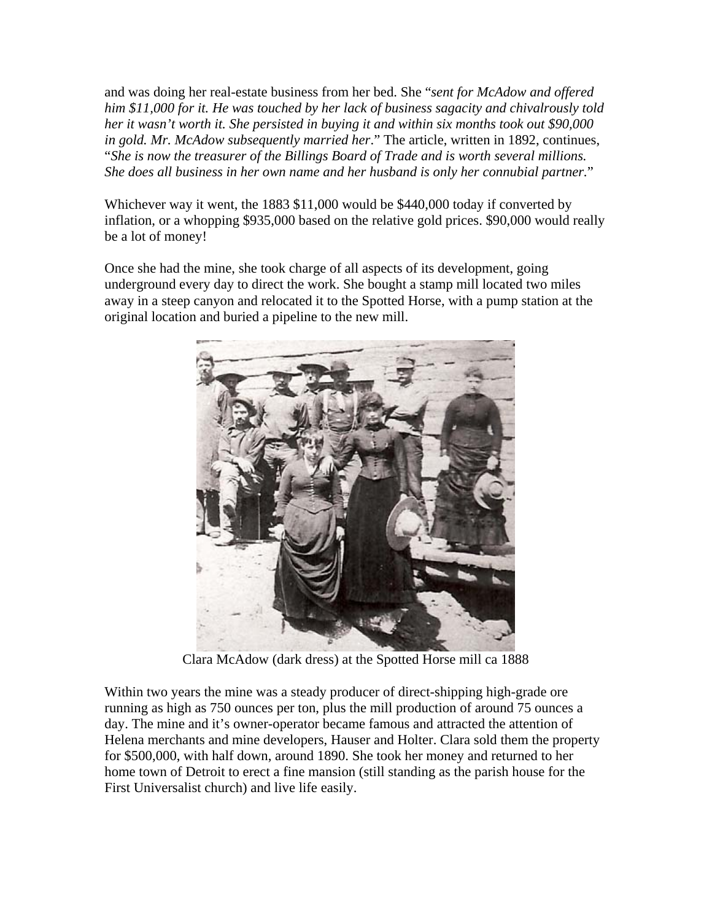and was doing her real-estate business from her bed. She "*sent for McAdow and offered him $11,000 for it. He was touched by her lack of business sagacity and chivalrously told her it wasn't worth it. She persisted in buying it and within six months took out $90,000 in gold. Mr. McAdow subsequently married her*." The article, written in 1892, continues, "*She is now the treasurer of the Billings Board of Trade and is worth several millions. She does all business in her own name and her husband is only her connubial partner*."

Whichever way it went, the 1883 $11,000 would be $440,000 today if converted by inflation, or a whopping $935,000 based on the relative gold prices. $90,000 would really be a lot of money!

Once she had the mine, she took charge of all aspects of its development, going underground every day to direct the work. She bought a stamp mill located two miles away in a steep canyon and relocated it to the Spotted Horse, with a pump station at the original location and buried a pipeline to the new mill.

Clara McAdow (dark dress) at the Spotted Horse mill ca 1888

Within two years the mine was a steady producer of direct-shipping high-grade ore running as high as 750 ounces per ton, plus the mill production of around 75 ounces a day. The mine and it's owner-operator became famous and attracted the attention of Helena merchants and mine developers, Hauser and Holter. Clara sold them the property for $500,000, with half down, around 1890. She took her money and returned to her home town of Detroit to erect a fine mansion (still standing as the parish house for the First Universalist church) and live life easily.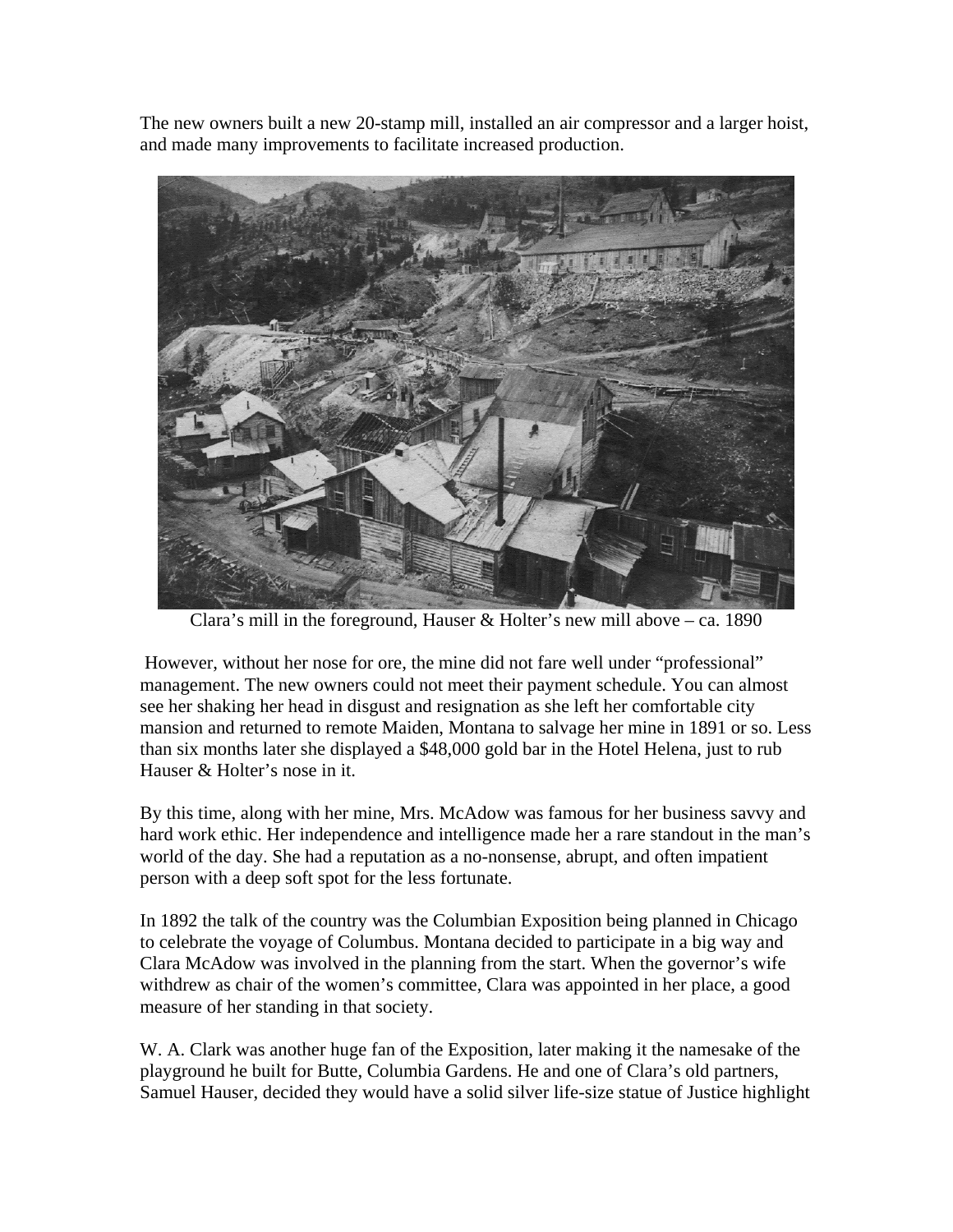The new owners built a new 20-stamp mill, installed an air compressor and a larger hoist, and made many improvements to facilitate increased production.

Clara's mill in the foreground, Hauser & Holter's new mill above – ca. 1890

However, without her nose for ore, the mine did not fare well under "professional" management. The new owners could not meet their payment schedule. You can almost see her shaking her head in disgust and resignation as she left her comfortable city mansion and returned to remote Maiden, Montana to salvage her mine in 1891 or so. Less than six months later she displayed a $48,000 gold bar in the Hotel Helena, just to rub Hauser & Holter's nose in it.

By this time, along with her mine, Mrs. McAdow was famous for her business savvy and hard work ethic. Her independence and intelligence made her a rare standout in the man's world of the day. She had a reputation as a no-nonsense, abrupt, and often impatient person with a deep soft spot for the less fortunate.

In 1892 the talk of the country was the Columbian Exposition being planned in Chicago to celebrate the voyage of Columbus. Montana decided to participate in a big way and Clara McAdow was involved in the planning from the start. When the governor's wife withdrew as chair of the women's committee, Clara was appointed in her place, a good measure of her standing in that society.

W. A. Clark was another huge fan of the Exposition, later making it the namesake of the playground he built for Butte, Columbia Gardens. He and one of Clara's old partners, Samuel Hauser, decided they would have a solid silver life-size statue of Justice highlight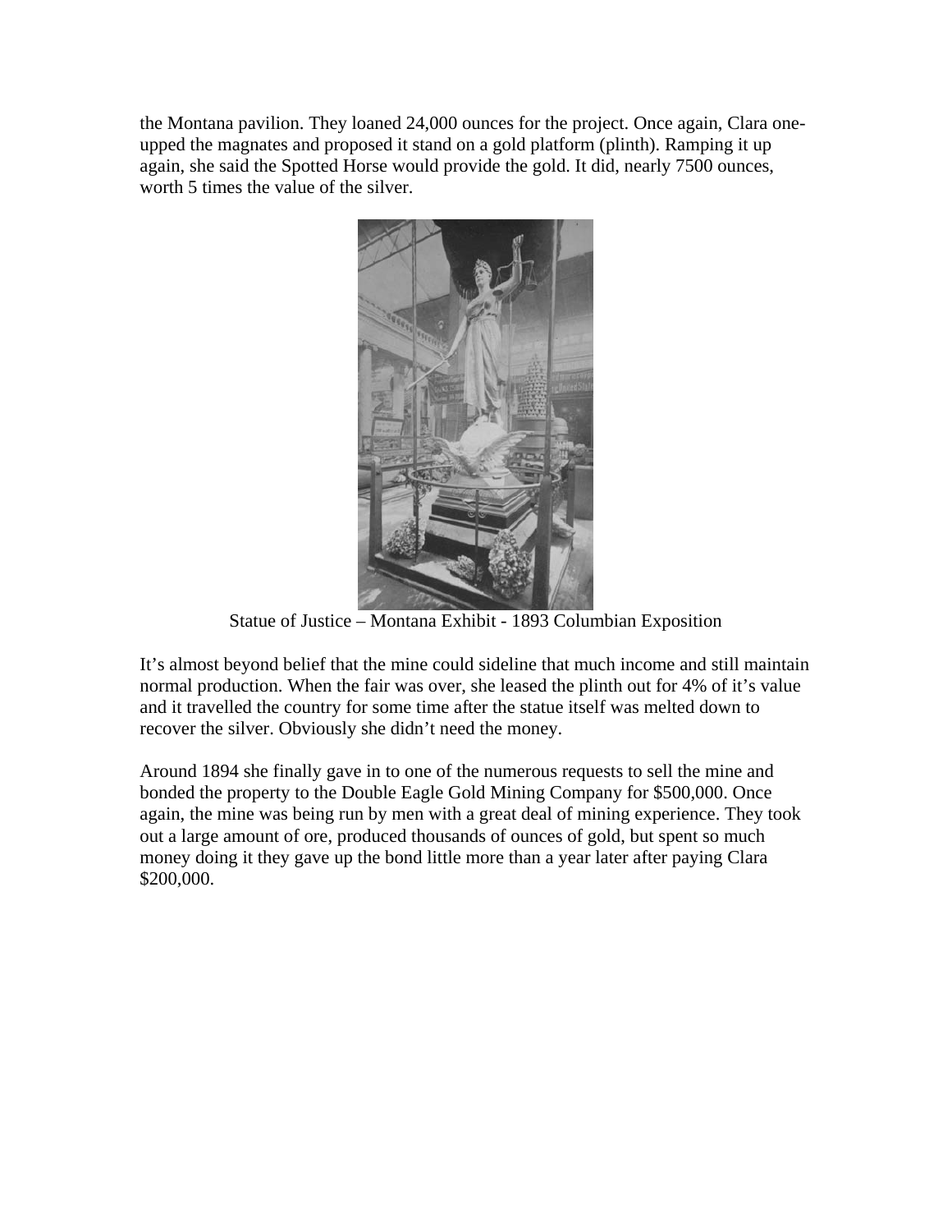the Montana pavilion. They loaned 24,000 ounces for the project. Once again, Clara one-upped the magnates and proposed it stand on a gold platform (plinth). Ramping it up again, she said the Spotted Horse would provide the gold. It did, nearly 7500 ounces, worth 5 times the value of the silver.

Statue of Justice – Montana Exhibit - 1893 Columbian Exposition

It's almost beyond belief that the mine could sideline that much income and still maintain normal production. When the fair was over, she leased the plinth out for 4% of it's value and it travelled the country for some time after the statue itself was melted down to recover the silver. Obviously she didn't need the money.

Around 1894 she finally gave in to one of the numerous requests to sell the mine and bonded the property to the Double Eagle Gold Mining Company for $500,000. Once again, the mine was being run by men with a great deal of mining experience. They took out a large amount of ore, produced thousands of ounces of gold, but spent so much money doing it they gave up the bond little more than a year later after paying Clara $200,000.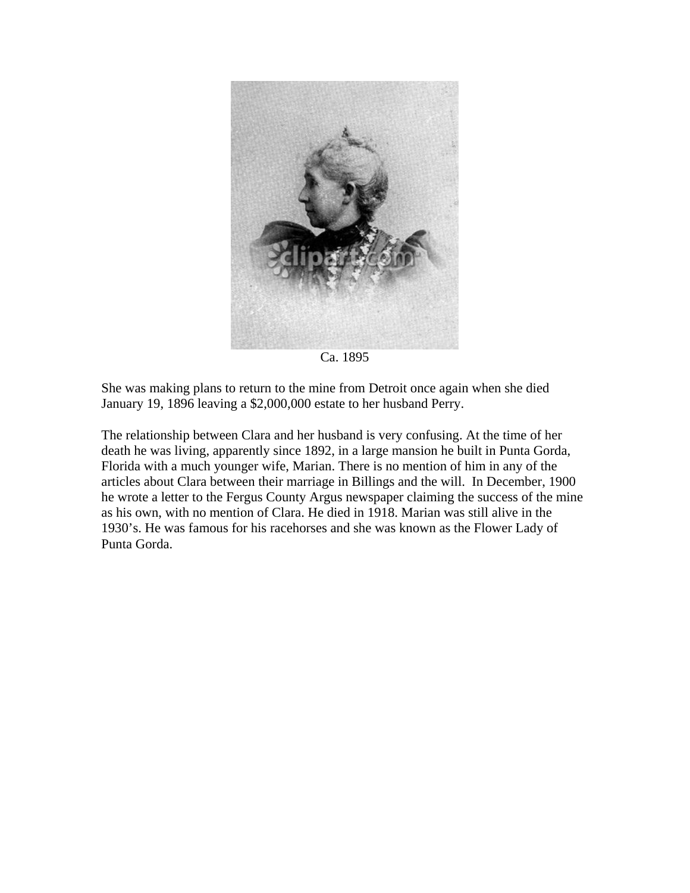Ca. 1895

She was making plans to return to the mine from Detroit once again when she died January 19, 1896 leaving a $2,000,000 estate to her husband Perry.

The relationship between Clara and her husband is very confusing. At the time of her death he was living, apparently since 1892, in a large mansion he built in Punta Gorda, Florida with a much younger wife, Marian. There is no mention of him in any of the articles about Clara between their marriage in Billings and the will. In December, 1900 he wrote a letter to the Fergus County Argus newspaper claiming the success of the mine as his own, with no mention of Clara. He died in 1918. Marian was still alive in the 1930's. He was famous for his racehorses and she was known as the Flower Lady of Punta Gorda.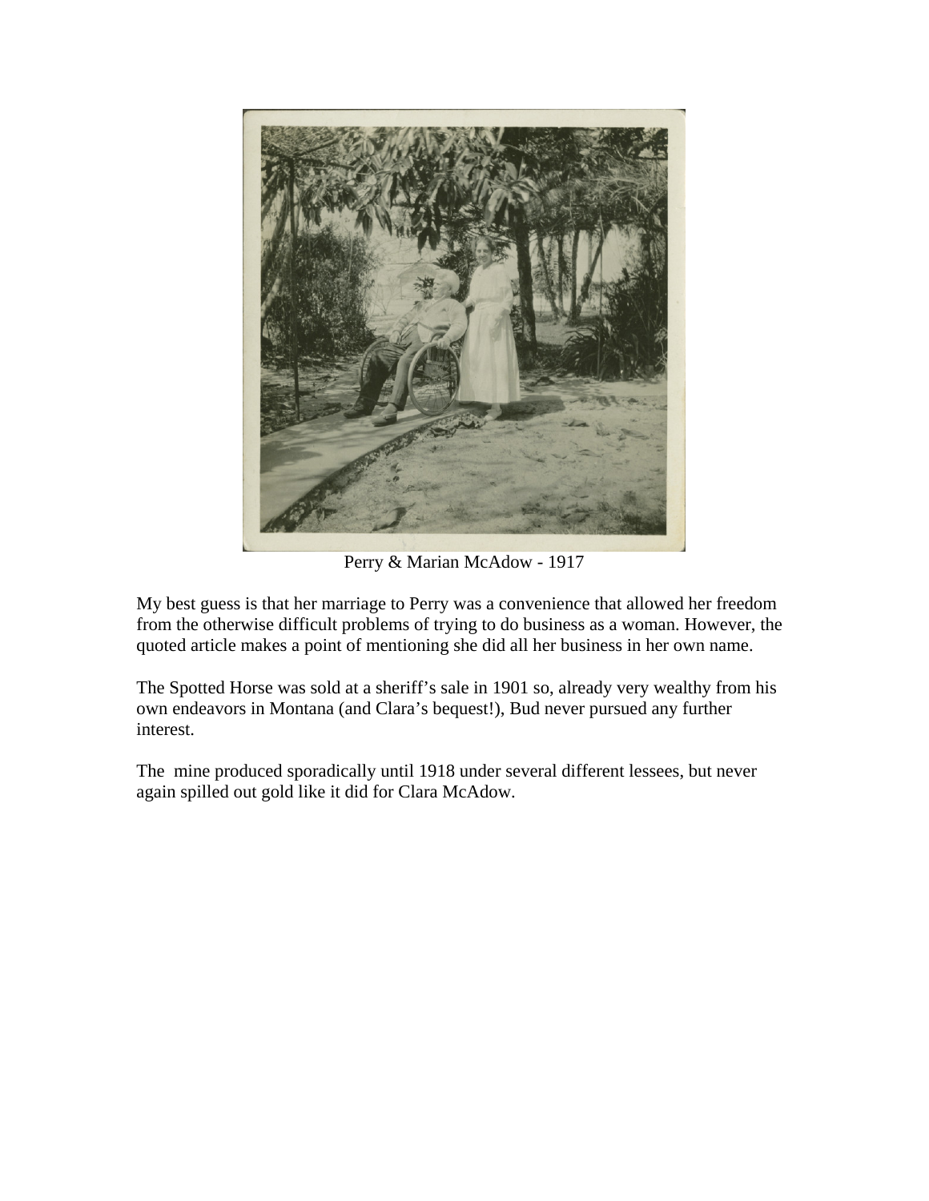Perry & Marian McAdow - 1917

My best guess is that her marriage to Perry was a convenience that allowed her freedom from the otherwise difficult problems of trying to do business as a woman. However, the quoted article makes a point of mentioning she did all her business in her own name.

The Spotted Horse was sold at a sheriff's sale in 1901 so, already very wealthy from his own endeavors in Montana (and Clara's bequest!), Bud never pursued any further interest.

The mine produced sporadically until 1918 under several different lessees, but never again spilled out gold like it did for Clara McAdow.